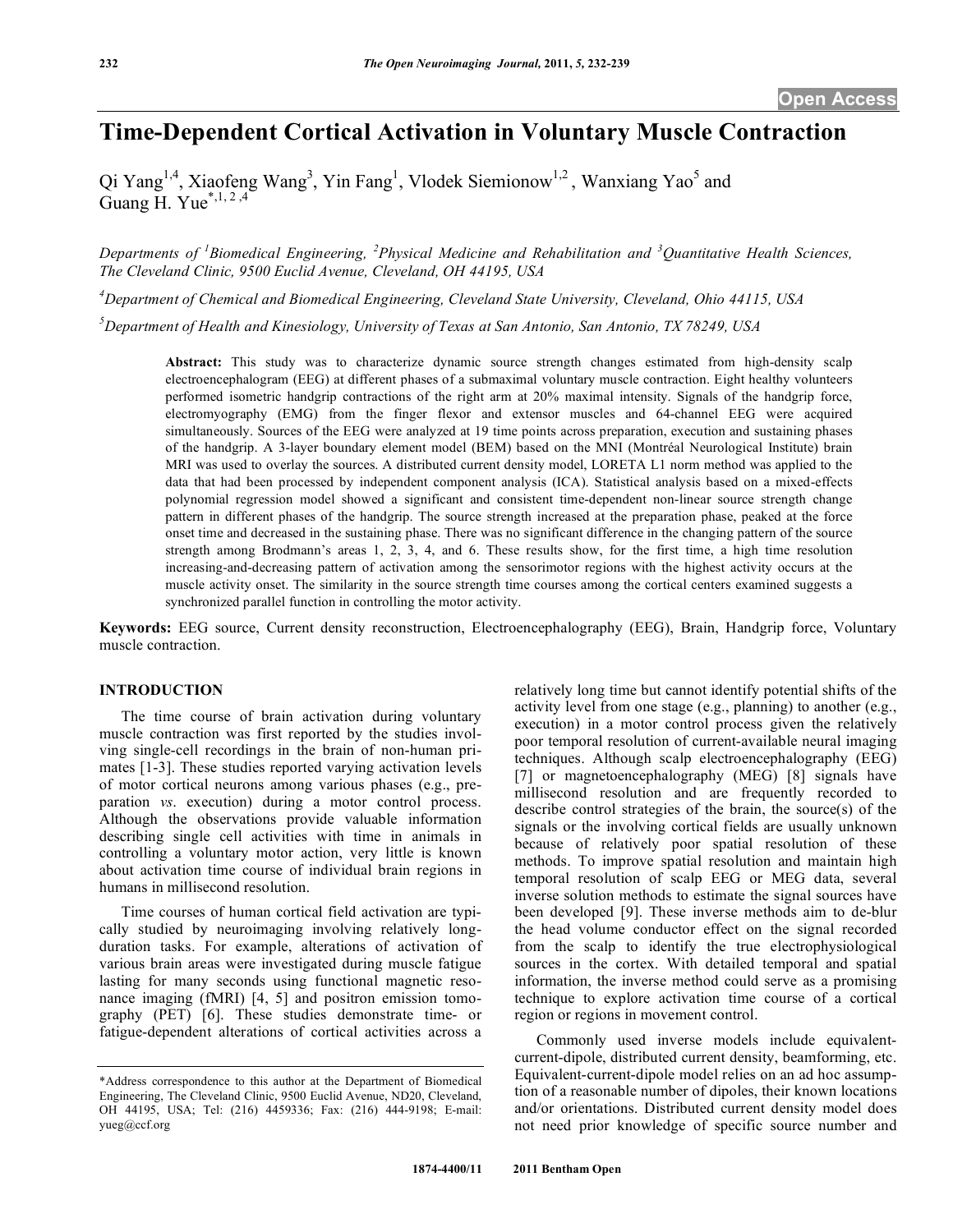Open Access

# Time-Dependent Cortical Activation in Voluntary Muscle Contraction

Qi Yang[1,4], Xiaofeng Wang[3], Yin Fang[1], Vlodek Siemionow[1,2], Wanxiang Yao[5] and Guang H. Yue[*,1,2,4]

*Departments of [1]Biomedical Engineering, [2]Physical Medicine and Rehabilitation and [3]Quantitative Health Sciences, The Cleveland Clinic, 9500 Euclid Avenue, Cleveland, OH 44195, USA*

*[4]Department of Chemical and Biomedical Engineering, Cleveland State University, Cleveland, Ohio 44115, USA*

*[5]Department of Health and Kinesiology, University of Texas at San Antonio, San Antonio, TX 78249, USA*

**Abstract:** This study was to characterize dynamic source strength changes estimated from high-density scalp electroencephalogram (EEG) at different phases of a submaximal voluntary muscle contraction. Eight healthy volunteers performed isometric handgrip contractions of the right arm at 20% maximal intensity. Signals of the handgrip force, electromyography (EMG) from the finger flexor and extensor muscles and 64-channel EEG were acquired simultaneously. Sources of the EEG were analyzed at 19 time points across preparation, execution and sustaining phases of the handgrip. A 3-layer boundary element model (BEM) based on the MNI (Montréal Neurological Institute) brain MRI was used to overlay the sources. A distributed current density model, LORETA L1 norm method was applied to the data that had been processed by independent component analysis (ICA). Statistical analysis based on a mixed-effects polynomial regression model showed a significant and consistent time-dependent non-linear source strength change pattern in different phases of the handgrip. The source strength increased at the preparation phase, peaked at the force onset time and decreased in the sustaining phase. There was no significant difference in the changing pattern of the source strength among Brodmann's areas 1, 2, 3, 4, and 6. These results show, for the first time, a high time resolution increasing-and-decreasing pattern of activation among the sensorimotor regions with the highest activity occurs at the muscle activity onset. The similarity in the source strength time courses among the cortical centers examined suggests a synchronized parallel function in controlling the motor activity.

**Keywords:** EEG source, Current density reconstruction, Electroencephalography (EEG), Brain, Handgrip force, Voluntary muscle contraction.

## INTRODUCTION

The time course of brain activation during voluntary muscle contraction was first reported by the studies involving single-cell recordings in the brain of non-human primates [1-3]. These studies reported varying activation levels of motor cortical neurons among various phases (e.g., preparation *vs*. execution) during a motor control process. Although the observations provide valuable information describing single cell activities with time in animals in controlling a voluntary motor action, very little is known about activation time course of individual brain regions in humans in millisecond resolution.

Time courses of human cortical field activation are typically studied by neuroimaging involving relatively long-duration tasks. For example, alterations of activation of various brain areas were investigated during muscle fatigue lasting for many seconds using functional magnetic resonance imaging (fMRI) [4, 5] and positron emission tomography (PET) [6]. These studies demonstrate time- or fatigue-dependent alterations of cortical activities across a relatively long time but cannot identify potential shifts of the activity level from one stage (e.g., planning) to another (e.g., execution) in a motor control process given the relatively poor temporal resolution of current-available neural imaging techniques. Although scalp electroencephalography (EEG) [7] or magnetoencephalography (MEG) [8] signals have millisecond resolution and are frequently recorded to describe control strategies of the brain, the source(s) of the signals or the involving cortical fields are usually unknown because of relatively poor spatial resolution of these methods. To improve spatial resolution and maintain high temporal resolution of scalp EEG or MEG data, several inverse solution methods to estimate the signal sources have been developed [9]. These inverse methods aim to de-blur the head volume conductor effect on the signal recorded from the scalp to identify the true electrophysiological sources in the cortex. With detailed temporal and spatial information, the inverse method could serve as a promising technique to explore activation time course of a cortical region or regions in movement control.

Commonly used inverse models include equivalent-current-dipole, distributed current density, beamforming, etc. Equivalent-current-dipole model relies on an ad hoc assumption of a reasonable number of dipoles, their known locations and/or orientations. Distributed current density model does not need prior knowledge of specific source number and

*Address correspondence to this author at the Department of Biomedical Engineering, The Cleveland Clinic, 9500 Euclid Avenue, ND20, Cleveland, OH 44195, USA; Tel: (216) 4459336; Fax: (216) 444-9198; E-mail: yueg@ccf.org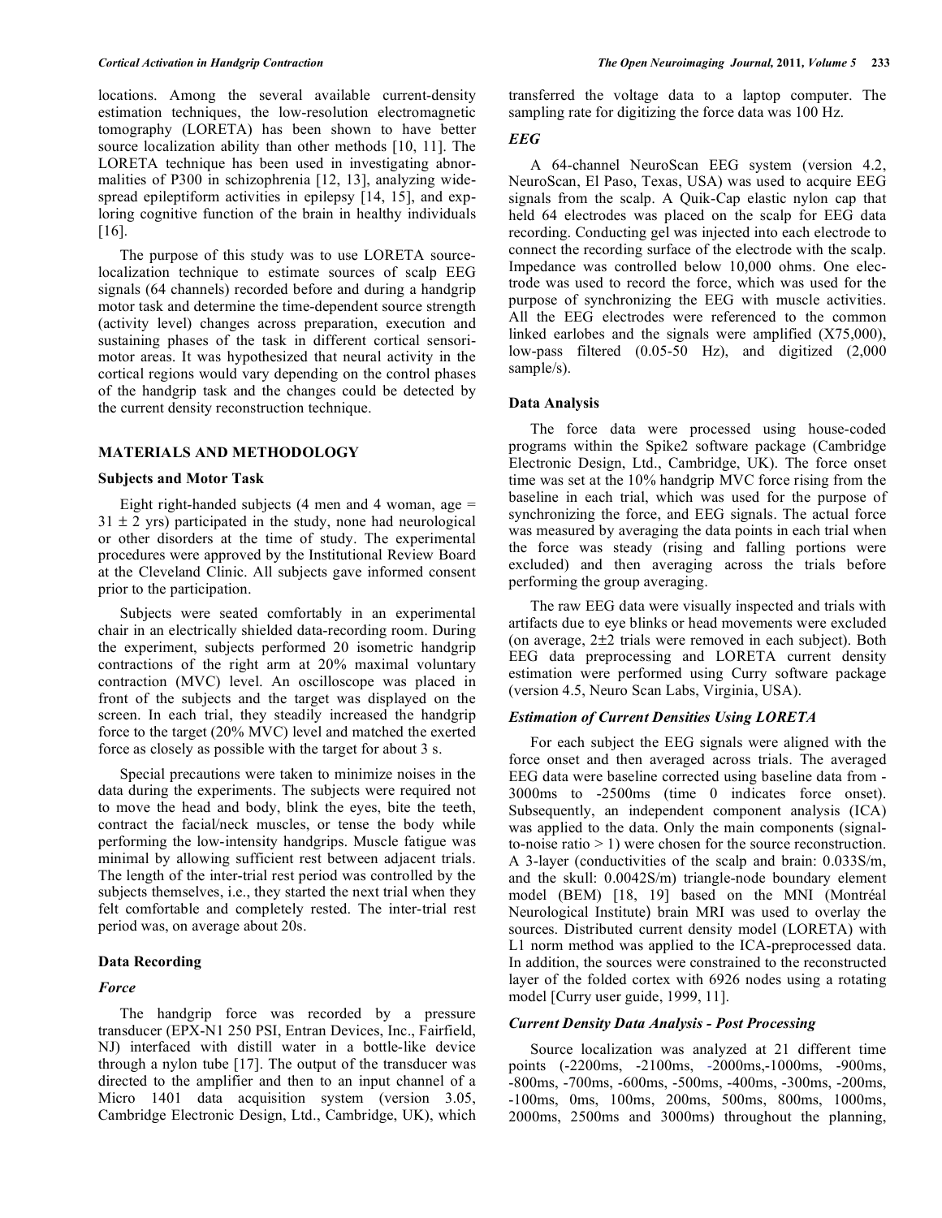locations. Among the several available current-density estimation techniques, the low-resolution electromagnetic tomography (LORETA) has been shown to have better source localization ability than other methods [10, 11]. The LORETA technique has been used in investigating abnormalities of P300 in schizophrenia [12, 13], analyzing widespread epileptiform activities in epilepsy [14, 15], and exploring cognitive function of the brain in healthy individuals [16].

The purpose of this study was to use LORETA source-localization technique to estimate sources of scalp EEG signals (64 channels) recorded before and during a handgrip motor task and determine the time-dependent source strength (activity level) changes across preparation, execution and sustaining phases of the task in different cortical sensorimotor areas. It was hypothesized that neural activity in the cortical regions would vary depending on the control phases of the handgrip task and the changes could be detected by the current density reconstruction technique.

## MATERIALS AND METHODOLOGY

### Subjects and Motor Task

Eight right-handed subjects (4 men and 4 woman, age = 31 ± 2 yrs) participated in the study, none had neurological or other disorders at the time of study. The experimental procedures were approved by the Institutional Review Board at the Cleveland Clinic. All subjects gave informed consent prior to the participation.

Subjects were seated comfortably in an experimental chair in an electrically shielded data-recording room. During the experiment, subjects performed 20 isometric handgrip contractions of the right arm at 20% maximal voluntary contraction (MVC) level. An oscilloscope was placed in front of the subjects and the target was displayed on the screen. In each trial, they steadily increased the handgrip force to the target (20% MVC) level and matched the exerted force as closely as possible with the target for about 3 s.

Special precautions were taken to minimize noises in the data during the experiments. The subjects were required not to move the head and body, blink the eyes, bite the teeth, contract the facial/neck muscles, or tense the body while performing the low-intensity handgrips. Muscle fatigue was minimal by allowing sufficient rest between adjacent trials. The length of the inter-trial rest period was controlled by the subjects themselves, i.e., they started the next trial when they felt comfortable and completely rested. The inter-trial rest period was, on average about 20s.

### Data Recording

#### *Force*

The handgrip force was recorded by a pressure transducer (EPX-N1 250 PSI, Entran Devices, Inc., Fairfield, NJ) interfaced with distill water in a bottle-like device through a nylon tube [17]. The output of the transducer was directed to the amplifier and then to an input channel of a Micro 1401 data acquisition system (version 3.05, Cambridge Electronic Design, Ltd., Cambridge, UK), which transferred the voltage data to a laptop computer. The sampling rate for digitizing the force data was 100 Hz.

#### *EEG*

A 64-channel NeuroScan EEG system (version 4.2, NeuroScan, El Paso, Texas, USA) was used to acquire EEG signals from the scalp. A Quik-Cap elastic nylon cap that held 64 electrodes was placed on the scalp for EEG data recording. Conducting gel was injected into each electrode to connect the recording surface of the electrode with the scalp. Impedance was controlled below 10,000 ohms. One electrode was used to record the force, which was used for the purpose of synchronizing the EEG with muscle activities. All the EEG electrodes were referenced to the common linked earlobes and the signals were amplified (X75,000), low-pass filtered (0.05-50 Hz), and digitized (2,000 sample/s).

### Data Analysis

The force data were processed using house-coded programs within the Spike2 software package (Cambridge Electronic Design, Ltd., Cambridge, UK). The force onset time was set at the 10% handgrip MVC force rising from the baseline in each trial, which was used for the purpose of synchronizing the force, and EEG signals. The actual force was measured by averaging the data points in each trial when the force was steady (rising and falling portions were excluded) and then averaging across the trials before performing the group averaging.

The raw EEG data were visually inspected and trials with artifacts due to eye blinks or head movements were excluded (on average, 2±2 trials were removed in each subject). Both EEG data preprocessing and LORETA current density estimation were performed using Curry software package (version 4.5, Neuro Scan Labs, Virginia, USA).

#### *Estimation of Current Densities Using LORETA*

For each subject the EEG signals were aligned with the force onset and then averaged across trials. The averaged EEG data were baseline corrected using baseline data from -3000ms to -2500ms (time 0 indicates force onset). Subsequently, an independent component analysis (ICA) was applied to the data. Only the main components (signal-to-noise ratio > 1) were chosen for the source reconstruction. A 3-layer (conductivities of the scalp and brain: 0.033S/m, and the skull: 0.0042S/m) triangle-node boundary element model (BEM) [18, 19] based on the MNI (Montréal Neurological Institute) brain MRI was used to overlay the sources. Distributed current density model (LORETA) with L1 norm method was applied to the ICA-preprocessed data. In addition, the sources were constrained to the reconstructed layer of the folded cortex with 6926 nodes using a rotating model [Curry user guide, 1999, 11].

#### *Current Density Data Analysis - Post Processing*

Source localization was analyzed at 21 different time points (-2200ms, -2100ms, -2000ms,-1000ms, -900ms, -800ms, -700ms, -600ms, -500ms, -400ms, -300ms, -200ms, -100ms, 0ms, 100ms, 200ms, 500ms, 800ms, 1000ms, 2000ms, 2500ms and 3000ms) throughout the planning,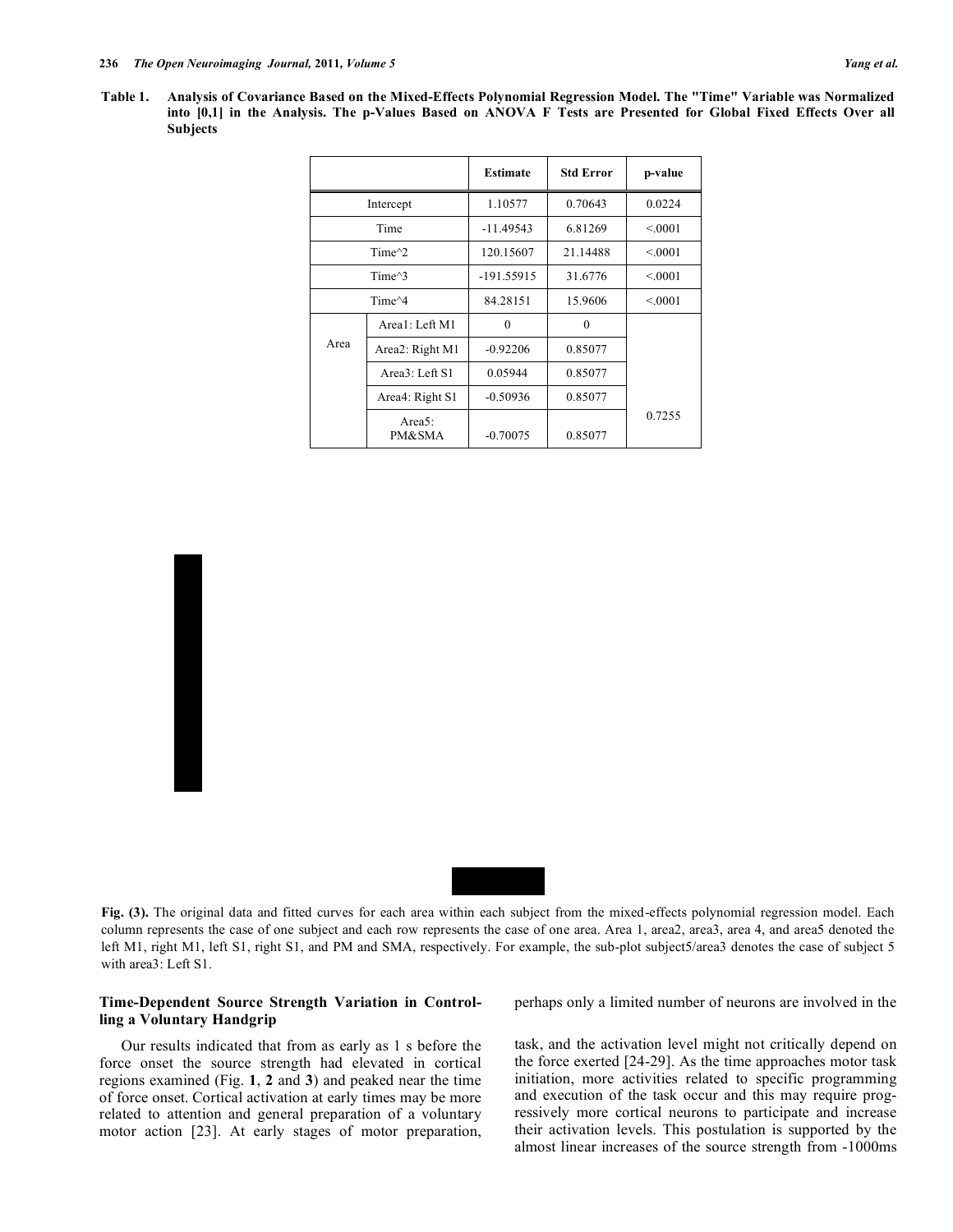**Table 1. Analysis of Covariance Based on the Mixed-Effects Polynomial Regression Model. The "Time" Variable was Normalized into [0,1] in the Analysis. The p-Values Based on ANOVA F Tests are Presented for Global Fixed Effects Over all Subjects**

| | | Estimate | Std Error | p-value |
|---|---|---|---|---|
| Intercept | | 1.10577 | 0.70643 | 0.0224 |
| Time | | -11.49543 | 6.81269 | <.0001 |
| Time^2 | | 120.15607 | 21.14488 | <.0001 |
| Time^3 | | -191.55915 | 31.6776 | <.0001 |
| Time^4 | | 84.28151 | 15.9606 | <.0001 |
| Area | Area1: Left M1 | 0 | 0 | 0.7255 |
| | Area2: Right M1 | -0.92206 | 0.85077 | |
| | Area3: Left S1 | 0.05944 | 0.85077 | |
| | Area4: Right S1 | -0.50936 | 0.85077 | |
| | Area5: PM&SMA | -0.70075 | 0.85077 | |

**Fig. (3).** The original data and fitted curves for each area within each subject from the mixed-effects polynomial regression model. Each column represents the case of one subject and each row represents the case of one area. Area 1, area2, area3, area 4, and area5 denoted the left M1, right M1, left S1, right S1, and PM and SMA, respectively. For example, the sub-plot subject5/area3 denotes the case of subject 5 with area3: Left S1.

### Time-Dependent Source Strength Variation in Controlling a Voluntary Handgrip

Our results indicated that from as early as 1 s before the force onset the source strength had elevated in cortical regions examined (Fig. **1**, **2** and **3**) and peaked near the time of force onset. Cortical activation at early times may be more related to attention and general preparation of a voluntary motor action [23]. At early stages of motor preparation, perhaps only a limited number of neurons are involved in the task, and the activation level might not critically depend on the force exerted [24-29]. As the time approaches motor task initiation, more activities related to specific programming and execution of the task occur and this may require progressively more cortical neurons to participate and increase their activation levels. This postulation is supported by the almost linear increases of the source strength from -1000ms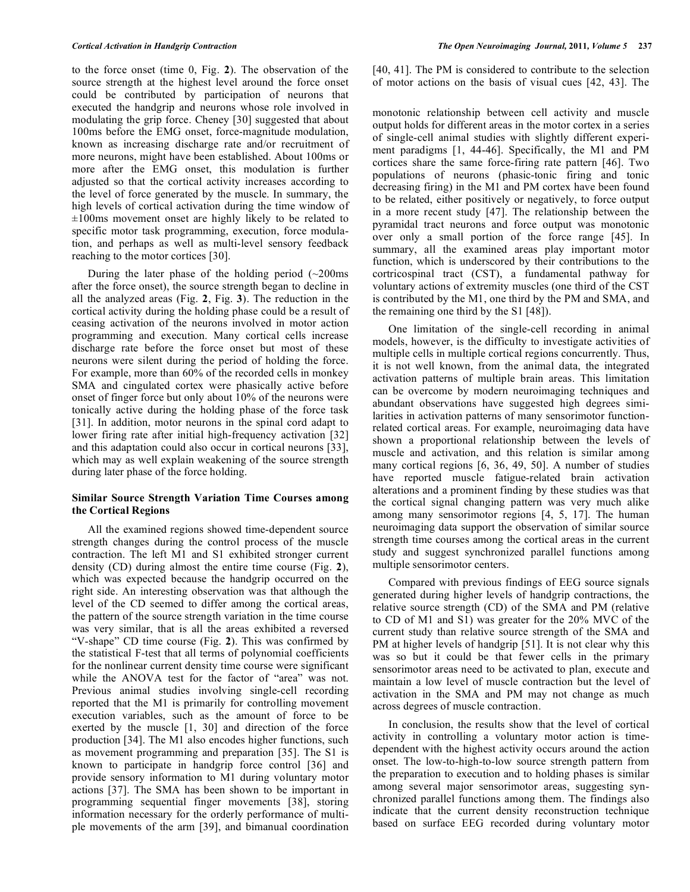to the force onset (time 0, Fig. **2**). The observation of the source strength at the highest level around the force onset could be contributed by participation of neurons that executed the handgrip and neurons whose role involved in modulating the grip force. Cheney [30] suggested that about 100ms before the EMG onset, force-magnitude modulation, known as increasing discharge rate and/or recruitment of more neurons, might have been established. About 100ms or more after the EMG onset, this modulation is further adjusted so that the cortical activity increases according to the level of force generated by the muscle. In summary, the high levels of cortical activation during the time window of ±100ms movement onset are highly likely to be related to specific motor task programming, execution, force modulation, and perhaps as well as multi-level sensory feedback reaching to the motor cortices [30].

During the later phase of the holding period (~200ms after the force onset), the source strength began to decline in all the analyzed areas (Fig. **2**, Fig. **3**). The reduction in the cortical activity during the holding phase could be a result of ceasing activation of the neurons involved in motor action programming and execution. Many cortical cells increase discharge rate before the force onset but most of these neurons were silent during the period of holding the force. For example, more than 60% of the recorded cells in monkey SMA and cingulated cortex were phasically active before onset of finger force but only about 10% of the neurons were tonically active during the holding phase of the force task [31]. In addition, motor neurons in the spinal cord adapt to lower firing rate after initial high-frequency activation [32] and this adaptation could also occur in cortical neurons [33], which may as well explain weakening of the source strength during later phase of the force holding.

### Similar Source Strength Variation Time Courses among the Cortical Regions

All the examined regions showed time-dependent source strength changes during the control process of the muscle contraction. The left M1 and S1 exhibited stronger current density (CD) during almost the entire time course (Fig. **2**), which was expected because the handgrip occurred on the right side. An interesting observation was that although the level of the CD seemed to differ among the cortical areas, the pattern of the source strength variation in the time course was very similar, that is all the areas exhibited a reversed "V-shape" CD time course (Fig. **2**). This was confirmed by the statistical F-test that all terms of polynomial coefficients for the nonlinear current density time course were significant while the ANOVA test for the factor of "area" was not. Previous animal studies involving single-cell recording reported that the M1 is primarily for controlling movement execution variables, such as the amount of force to be exerted by the muscle [1, 30] and direction of the force production [34]. The M1 also encodes higher functions, such as movement programming and preparation [35]. The S1 is known to participate in handgrip force control [36] and provide sensory information to M1 during voluntary motor actions [37]. The SMA has been shown to be important in programming sequential finger movements [38], storing information necessary for the orderly performance of multiple movements of the arm [39], and bimanual coordination [40, 41]. The PM is considered to contribute to the selection of motor actions on the basis of visual cues [42, 43]. The monotonic relationship between cell activity and muscle output holds for different areas in the motor cortex in a series of single-cell animal studies with slightly different experiment paradigms [1, 44-46]. Specifically, the M1 and PM cortices share the same force-firing rate pattern [46]. Two populations of neurons (phasic-tonic firing and tonic decreasing firing) in the M1 and PM cortex have been found to be related, either positively or negatively, to force output in a more recent study [47]. The relationship between the pyramidal tract neurons and force output was monotonic over only a small portion of the force range [45]. In summary, all the examined areas play important motor function, which is underscored by their contributions to the corticospinal tract (CST), a fundamental pathway for voluntary actions of extremity muscles (one third of the CST is contributed by the M1, one third by the PM and SMA, and the remaining one third by the S1 [48]).

One limitation of the single-cell recording in animal models, however, is the difficulty to investigate activities of multiple cells in multiple cortical regions concurrently. Thus, it is not well known, from the animal data, the integrated activation patterns of multiple brain areas. This limitation can be overcome by modern neuroimaging techniques and abundant observations have suggested high degrees similarities in activation patterns of many sensorimotor function-related cortical areas. For example, neuroimaging data have shown a proportional relationship between the levels of muscle and activation, and this relation is similar among many cortical regions [6, 36, 49, 50]. A number of studies have reported muscle fatigue-related brain activation alterations and a prominent finding by these studies was that the cortical signal changing pattern was very much alike among many sensorimotor regions [4, 5, 17]. The human neuroimaging data support the observation of similar source strength time courses among the cortical areas in the current study and suggest synchronized parallel functions among multiple sensorimotor centers.

Compared with previous findings of EEG source signals generated during higher levels of handgrip contractions, the relative source strength (CD) of the SMA and PM (relative to CD of M1 and S1) was greater for the 20% MVC of the current study than relative source strength of the SMA and PM at higher levels of handgrip [51]. It is not clear why this was so but it could be that fewer cells in the primary sensorimotor areas need to be activated to plan, execute and maintain a low level of muscle contraction but the level of activation in the SMA and PM may not change as much across degrees of muscle contraction.

In conclusion, the results show that the level of cortical activity in controlling a voluntary motor action is time-dependent with the highest activity occurs around the action onset. The low-to-high-to-low source strength pattern from the preparation to execution and to holding phases is similar among several major sensorimotor areas, suggesting synchronized parallel functions among them. The findings also indicate that the current density reconstruction technique based on surface EEG recorded during voluntary motor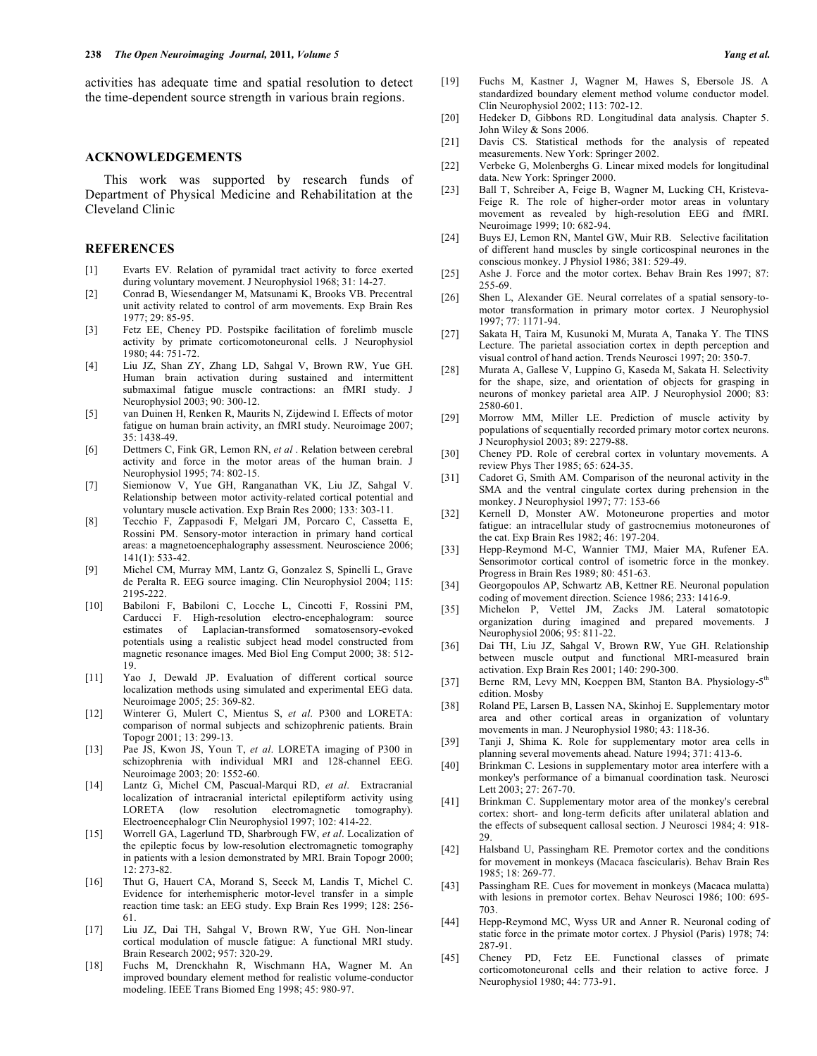activities has adequate time and spatial resolution to detect the time-dependent source strength in various brain regions.

## ACKNOWLEDGEMENTS

This work was supported by research funds of Department of Physical Medicine and Rehabilitation at the Cleveland Clinic

## REFERENCES

[1] Evarts EV. Relation of pyramidal tract activity to force exerted during voluntary movement. J Neurophysiol 1968; 31: 14-27.

[2] Conrad B, Wiesendanger M, Matsunami K, Brooks VB. Precentral unit activity related to control of arm movements. Exp Brain Res 1977; 29: 85-95.

[3] Fetz EE, Cheney PD. Postspike facilitation of forelimb muscle activity by primate corticomotoneuronal cells. J Neurophysiol 1980; 44: 751-72.

[4] Liu JZ, Shan ZY, Zhang LD, Sahgal V, Brown RW, Yue GH. Human brain activation during sustained and intermittent submaximal fatigue muscle contractions: an fMRI study. J Neurophysiol 2003; 90: 300-12.

[5] van Duinen H, Renken R, Maurits N, Zijdewind I. Effects of motor fatigue on human brain activity, an fMRI study. Neuroimage 2007; 35: 1438-49.

[6] Dettmers C, Fink GR, Lemon RN, *et al* . Relation between cerebral activity and force in the motor areas of the human brain. J Neurophysiol 1995; 74: 802-15.

[7] Siemionow V, Yue GH, Ranganathan VK, Liu JZ, Sahgal V. Relationship between motor activity-related cortical potential and voluntary muscle activation. Exp Brain Res 2000; 133: 303-11.

[8] Tecchio F, Zappasodi F, Melgari JM, Porcaro C, Cassetta E, Rossini PM. Sensory-motor interaction in primary hand cortical areas: a magnetoencephalography assessment. Neuroscience 2006; 141(1): 533-42.

[9] Michel CM, Murray MM, Lantz G, Gonzalez S, Spinelli L, Grave de Peralta R. EEG source imaging. Clin Neurophysiol 2004; 115: 2195-222.

[10] Babiloni F, Babiloni C, Locche L, Cincotti F, Rossini PM, Carducci F. High-resolution electro-encephalogram: source estimates of Laplacian-transformed somatosensory-evoked potentials using a realistic subject head model constructed from magnetic resonance images. Med Biol Eng Comput 2000; 38: 512-19.

[11] Yao J, Dewald JP. Evaluation of different cortical source localization methods using simulated and experimental EEG data. Neuroimage 2005; 25: 369-82.

[12] Winterer G, Mulert C, Mientus S, *et al*. P300 and LORETA: comparison of normal subjects and schizophrenic patients. Brain Topogr 2001; 13: 299-13.

[13] Pae JS, Kwon JS, Youn T, *et al*. LORETA imaging of P300 in schizophrenia with individual MRI and 128-channel EEG. Neuroimage 2003; 20: 1552-60.

[14] Lantz G, Michel CM, Pascual-Marqui RD, *et al*. Extracranial localization of intracranial interictal epileptiform activity using LORETA (low resolution electromagnetic tomography). Electroencephalogr Clin Neurophysiol 1997; 102: 414-22.

[15] Worrell GA, Lagerlund TD, Sharbrough FW, *et al*. Localization of the epileptic focus by low-resolution electromagnetic tomography in patients with a lesion demonstrated by MRI. Brain Topogr 2000; 12: 273-82.

[16] Thut G, Hauert CA, Morand S, Seeck M, Landis T, Michel C. Evidence for interhemispheric motor-level transfer in a simple reaction time task: an EEG study. Exp Brain Res 1999; 128: 256-61.

[17] Liu JZ, Dai TH, Sahgal V, Brown RW, Yue GH. Non-linear cortical modulation of muscle fatigue: A functional MRI study. Brain Research 2002; 957: 320-29.

[18] Fuchs M, Drenckhahn R, Wischmann HA, Wagner M. An improved boundary element method for realistic volume-conductor modeling. IEEE Trans Biomed Eng 1998; 45: 980-97.

[19] Fuchs M, Kastner J, Wagner M, Hawes S, Ebersole JS. A standardized boundary element method volume conductor model. Clin Neurophysiol 2002; 113: 702-12.

[20] Hedeker D, Gibbons RD. Longitudinal data analysis. Chapter 5. John Wiley & Sons 2006.

[21] Davis CS. Statistical methods for the analysis of repeated measurements. New York: Springer 2002.

[22] Verbeke G, Molenberghs G. Linear mixed models for longitudinal data. New York: Springer 2000.

[23] Ball T, Schreiber A, Feige B, Wagner M, Lucking CH, Kristeva-Feige R. The role of higher-order motor areas in voluntary movement as revealed by high-resolution EEG and fMRI. Neuroimage 1999; 10: 682-94.

[24] Buys EJ, Lemon RN, Mantel GW, Muir RB. Selective facilitation of different hand muscles by single corticospinal neurones in the conscious monkey. J Physiol 1986; 381: 529-49.

[25] Ashe J. Force and the motor cortex. Behav Brain Res 1997; 87: 255-69.

[26] Shen L, Alexander GE. Neural correlates of a spatial sensory-to-motor transformation in primary motor cortex. J Neurophysiol 1997; 77: 1171-94.

[27] Sakata H, Taira M, Kusunoki M, Murata A, Tanaka Y. The TINS Lecture. The parietal association cortex in depth perception and visual control of hand action. Trends Neurosci 1997; 20: 350-7.

[28] Murata A, Gallese V, Luppino G, Kaseda M, Sakata H. Selectivity for the shape, size, and orientation of objects for grasping in neurons of monkey parietal area AIP. J Neurophysiol 2000; 83: 2580-601.

[29] Morrow MM, Miller LE. Prediction of muscle activity by populations of sequentially recorded primary motor cortex neurons. J Neurophysiol 2003; 89: 2279-88.

[30] Cheney PD. Role of cerebral cortex in voluntary movements. A review Phys Ther 1985; 65: 624-35.

[31] Cadoret G, Smith AM. Comparison of the neuronal activity in the SMA and the ventral cingulate cortex during prehension in the monkey. J Neurophysiol 1997; 77: 153-66

[32] Kernell D, Monster AW. Motoneurone properties and motor fatigue: an intracellular study of gastrocnemius motoneurones of the cat. Exp Brain Res 1982; 46: 197-204.

[33] Hepp-Reymond M-C, Wannier TMJ, Maier MA, Rufener EA. Sensorimotor cortical control of isometric force in the monkey. Progress in Brain Res 1989; 80: 451-63.

[34] Georgopoulos AP, Schwartz AB, Kettner RE. Neuronal population coding of movement direction. Science 1986; 233: 1416-9.

[35] Michelon P, Vettel JM, Zacks JM. Lateral somatotopic organization during imagined and prepared movements. J Neurophysiol 2006; 95: 811-22.

[36] Dai TH, Liu JZ, Sahgal V, Brown RW, Yue GH. Relationship between muscle output and functional MRI-measured brain activation. Exp Brain Res 2001; 140: 290-300.

[37] Berne RM, Levy MN, Koeppen BM, Stanton BA. Physiology-5th edition. Mosby

[38] Roland PE, Larsen B, Lassen NA, Skinhoj E. Supplementary motor area and other cortical areas in organization of voluntary movements in man. J Neurophysiol 1980; 43: 118-36.

[39] Tanji J, Shima K. Role for supplementary motor area cells in planning several movements ahead. Nature 1994; 371: 413-6.

[40] Brinkman C. Lesions in supplementary motor area interfere with a monkey's performance of a bimanual coordination task. Neurosci Lett 2003; 27: 267-70.

[41] Brinkman C. Supplementary motor area of the monkey's cerebral cortex: short- and long-term deficits after unilateral ablation and the effects of subsequent callosal section. J Neurosci 1984; 4: 918-29.

[42] Halsband U, Passingham RE. Premotor cortex and the conditions for movement in monkeys (Macaca fascicularis). Behav Brain Res 1985; 18: 269-77.

[43] Passingham RE. Cues for movement in monkeys (Macaca mulatta) with lesions in premotor cortex. Behav Neurosci 1986; 100: 695-703.

[44] Hepp-Reymond MC, Wyss UR and Anner R. Neuronal coding of static force in the primate motor cortex. J Physiol (Paris) 1978; 74: 287-91.

[45] Cheney PD, Fetz EE. Functional classes of primate corticomotoneuronal cells and their relation to active force. J Neurophysiol 1980; 44: 773-91.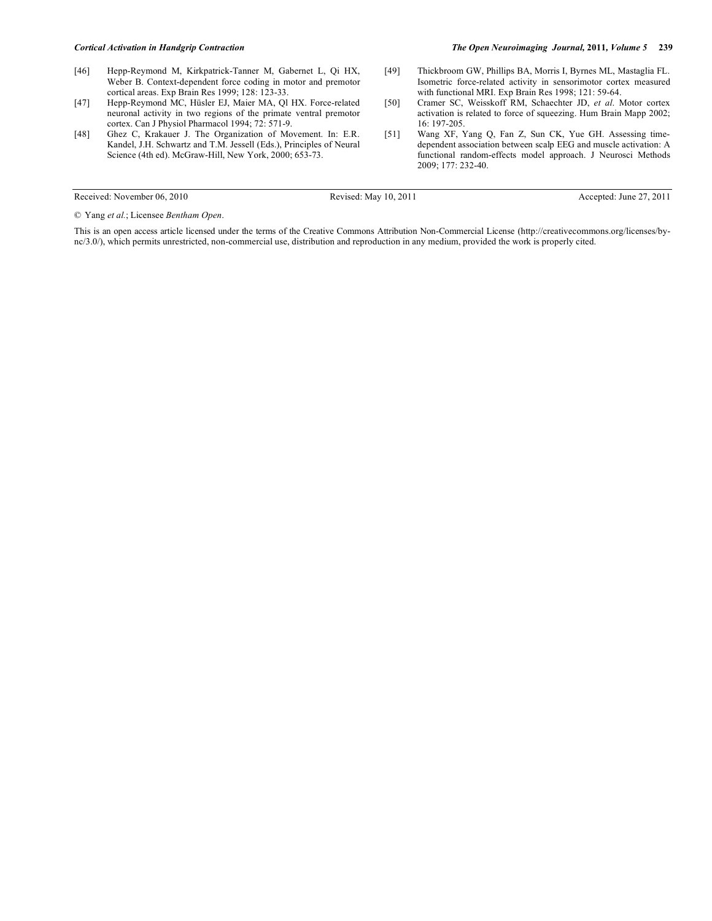[46] Hepp-Reymond M, Kirkpatrick-Tanner M, Gabernet L, Qi HX, Weber B. Context-dependent force coding in motor and premotor cortical areas. Exp Brain Res 1999; 128: 123-33.

[47] Hepp-Reymond MC, Hüsler EJ, Maier MA, Ql HX. Force-related neuronal activity in two regions of the primate ventral premotor cortex. Can J Physiol Pharmacol 1994; 72: 571-9.

[48] Ghez C, Krakauer J. The Organization of Movement. In: E.R. Kandel, J.H. Schwartz and T.M. Jessell (Eds.), Principles of Neural Science (4th ed). McGraw-Hill, New York, 2000; 653-73.

[49] Thickbroom GW, Phillips BA, Morris I, Byrnes ML, Mastaglia FL. Isometric force-related activity in sensorimotor cortex measured with functional MRI. Exp Brain Res 1998; 121: 59-64.

[50] Cramer SC, Weisskoff RM, Schaechter JD, *et al*. Motor cortex activation is related to force of squeezing. Hum Brain Mapp 2002; 16: 197-205.

[51] Wang XF, Yang Q, Fan Z, Sun CK, Yue GH. Assessing time-dependent association between scalp EEG and muscle activation: A functional random-effects model approach. J Neurosci Methods 2009; 177: 232-40.

---

Received: November 06, 2010 Revised: May 10, 2011 Accepted: June 27, 2011

© Yang *et al.*; Licensee *Bentham Open*.

This is an open access article licensed under the terms of the Creative Commons Attribution Non-Commercial License (http://creativecommons.org/licenses/by-nc/3.0/), which permits unrestricted, non-commercial use, distribution and reproduction in any medium, provided the work is properly cited.